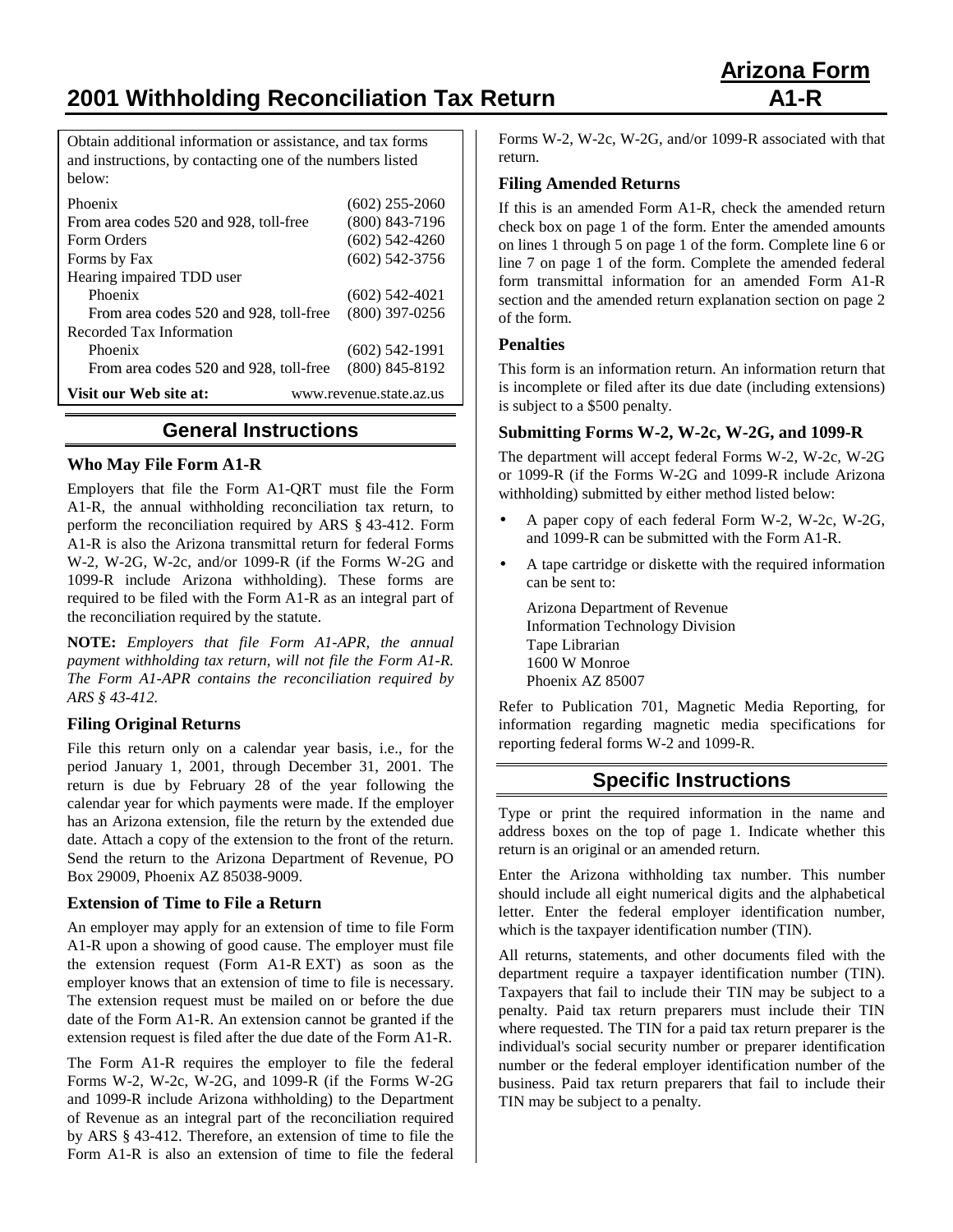# Arizona Form A1-R

# 2001 Withholding Reconciliation Tax Return

Obtain additional information or assistance, and tax forms and instructions, by contacting one of the numbers listed below:

| | |
|---|---|
| Phoenix | (602) 255-2060 |
| From area codes 520 and 928, toll-free | (800) 843-7196 |
| Form Orders | (602) 542-4260 |
| Forms by Fax | (602) 542-3756 |
| Hearing impaired TDD user | |
| Phoenix | (602) 542-4021 |
| From area codes 520 and 928, toll-free | (800) 397-0256 |
| Recorded Tax Information | |
| Phoenix | (602) 542-1991 |
| From area codes 520 and 928, toll-free | (800) 845-8192 |
| **Visit our Web site at:** | www.revenue.state.az.us |

## General Instructions

### Who May File Form A1-R

Employers that file the Form A1-QRT must file the Form A1-R, the annual withholding reconciliation tax return, to perform the reconciliation required by ARS § 43-412. Form A1-R is also the Arizona transmittal return for federal Forms W-2, W-2G, W-2c, and/or 1099-R (if the Forms W-2G and 1099-R include Arizona withholding). These forms are required to be filed with the Form A1-R as an integral part of the reconciliation required by the statute.

**NOTE:** *Employers that file Form A1-APR, the annual payment withholding tax return, will not file the Form A1-R. The Form A1-APR contains the reconciliation required by ARS § 43-412.*

### Filing Original Returns

File this return only on a calendar year basis, i.e., for the period January 1, 2001, through December 31, 2001. The return is due by February 28 of the year following the calendar year for which payments were made. If the employer has an Arizona extension, file the return by the extended due date. Attach a copy of the extension to the front of the return. Send the return to the Arizona Department of Revenue, PO Box 29009, Phoenix AZ 85038-9009.

### Extension of Time to File a Return

An employer may apply for an extension of time to file Form A1-R upon a showing of good cause. The employer must file the extension request (Form A1-R EXT) as soon as the employer knows that an extension of time to file is necessary. The extension request must be mailed on or before the due date of the Form A1-R. An extension cannot be granted if the extension request is filed after the due date of the Form A1-R.

The Form A1-R requires the employer to file the federal Forms W-2, W-2c, W-2G, and 1099-R (if the Forms W-2G and 1099-R include Arizona withholding) to the Department of Revenue as an integral part of the reconciliation required by ARS § 43-412. Therefore, an extension of time to file the Form A1-R is also an extension of time to file the federal Forms W-2, W-2c, W-2G, and/or 1099-R associated with that return.

### Filing Amended Returns

If this is an amended Form A1-R, check the amended return check box on page 1 of the form. Enter the amended amounts on lines 1 through 5 on page 1 of the form. Complete line 6 or line 7 on page 1 of the form. Complete the amended federal form transmittal information for an amended Form A1-R section and the amended return explanation section on page 2 of the form.

### Penalties

This form is an information return. An information return that is incomplete or filed after its due date (including extensions) is subject to a $500 penalty.

### Submitting Forms W-2, W-2c, W-2G, and 1099-R

The department will accept federal Forms W-2, W-2c, W-2G or 1099-R (if the Forms W-2G and 1099-R include Arizona withholding) submitted by either method listed below:

- A paper copy of each federal Form W-2, W-2c, W-2G, and 1099-R can be submitted with the Form A1-R.
- A tape cartridge or diskette with the required information can be sent to:

  Arizona Department of Revenue
  Information Technology Division
  Tape Librarian
  1600 W Monroe
  Phoenix AZ 85007

Refer to Publication 701, Magnetic Media Reporting, for information regarding magnetic media specifications for reporting federal forms W-2 and 1099-R.

## Specific Instructions

Type or print the required information in the name and address boxes on the top of page 1. Indicate whether this return is an original or an amended return.

Enter the Arizona withholding tax number. This number should include all eight numerical digits and the alphabetical letter. Enter the federal employer identification number, which is the taxpayer identification number (TIN).

All returns, statements, and other documents filed with the department require a taxpayer identification number (TIN). Taxpayers that fail to include their TIN may be subject to a penalty. Paid tax return preparers must include their TIN where requested. The TIN for a paid tax return preparer is the individual's social security number or preparer identification number or the federal employer identification number of the business. Paid tax return preparers that fail to include their TIN may be subject to a penalty.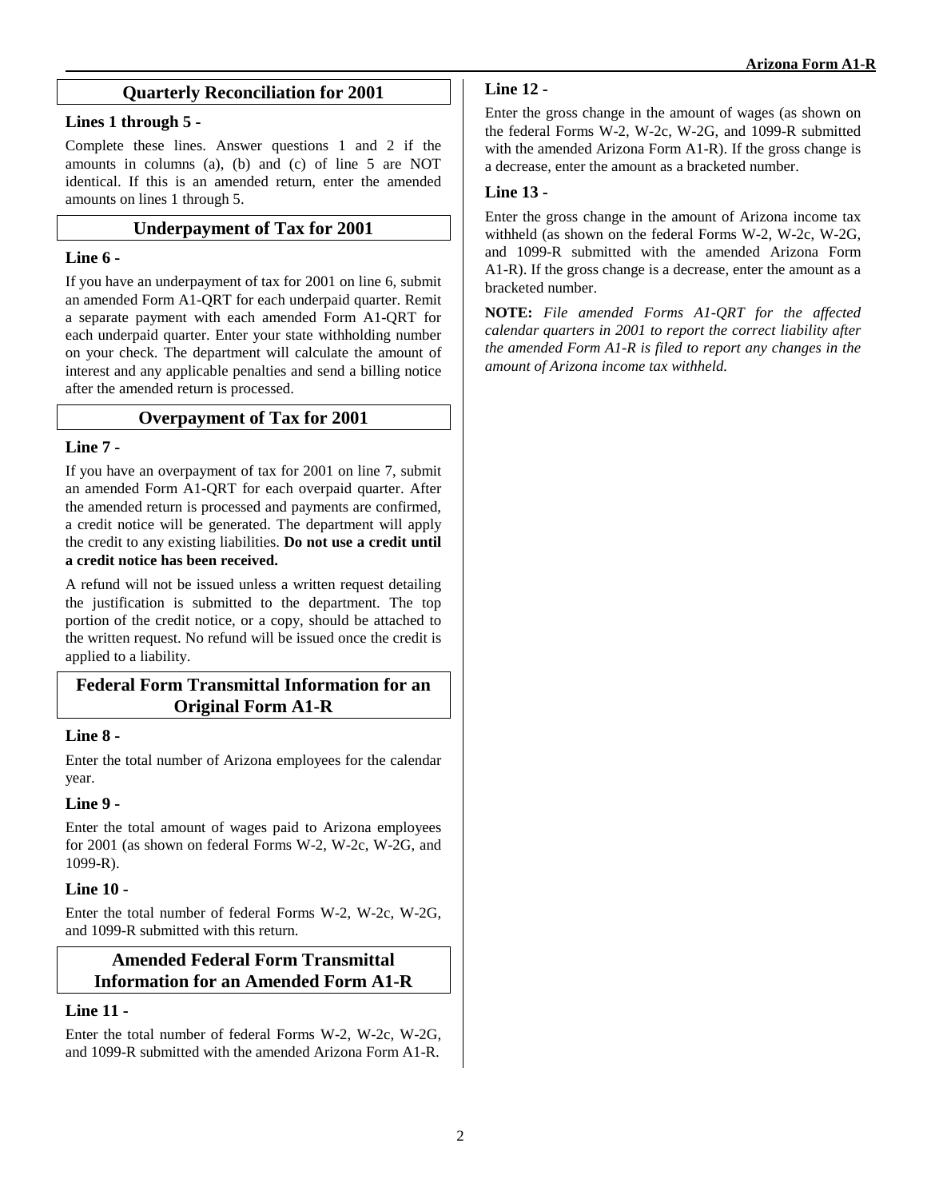## Quarterly Reconciliation for 2001

### Lines 1 through 5 -

Complete these lines. Answer questions 1 and 2 if the amounts in columns (a), (b) and (c) of line 5 are NOT identical. If this is an amended return, enter the amended amounts on lines 1 through 5.

## Underpayment of Tax for 2001

### Line 6 -

If you have an underpayment of tax for 2001 on line 6, submit an amended Form A1-QRT for each underpaid quarter. Remit a separate payment with each amended Form A1-QRT for each underpaid quarter. Enter your state withholding number on your check. The department will calculate the amount of interest and any applicable penalties and send a billing notice after the amended return is processed.

## Overpayment of Tax for 2001

### Line 7 -

If you have an overpayment of tax for 2001 on line 7, submit an amended Form A1-QRT for each overpaid quarter. After the amended return is processed and payments are confirmed, a credit notice will be generated. The department will apply the credit to any existing liabilities. **Do not use a credit until a credit notice has been received.**

A refund will not be issued unless a written request detailing the justification is submitted to the department. The top portion of the credit notice, or a copy, should be attached to the written request. No refund will be issued once the credit is applied to a liability.

## Federal Form Transmittal Information for an Original Form A1-R

### Line 8 -

Enter the total number of Arizona employees for the calendar year.

### Line 9 -

Enter the total amount of wages paid to Arizona employees for 2001 (as shown on federal Forms W-2, W-2c, W-2G, and 1099-R).

### Line 10 -

Enter the total number of federal Forms W-2, W-2c, W-2G, and 1099-R submitted with this return.

## Amended Federal Form Transmittal Information for an Amended Form A1-R

### Line 11 -

Enter the total number of federal Forms W-2, W-2c, W-2G, and 1099-R submitted with the amended Arizona Form A1-R.

### Line 12 -

Enter the gross change in the amount of wages (as shown on the federal Forms W-2, W-2c, W-2G, and 1099-R submitted with the amended Arizona Form A1-R). If the gross change is a decrease, enter the amount as a bracketed number.

### Line 13 -

Enter the gross change in the amount of Arizona income tax withheld (as shown on the federal Forms W-2, W-2c, W-2G, and 1099-R submitted with the amended Arizona Form A1-R). If the gross change is a decrease, enter the amount as a bracketed number.

**NOTE:** *File amended Forms A1-QRT for the affected calendar quarters in 2001 to report the correct liability after the amended Form A1-R is filed to report any changes in the amount of Arizona income tax withheld.*